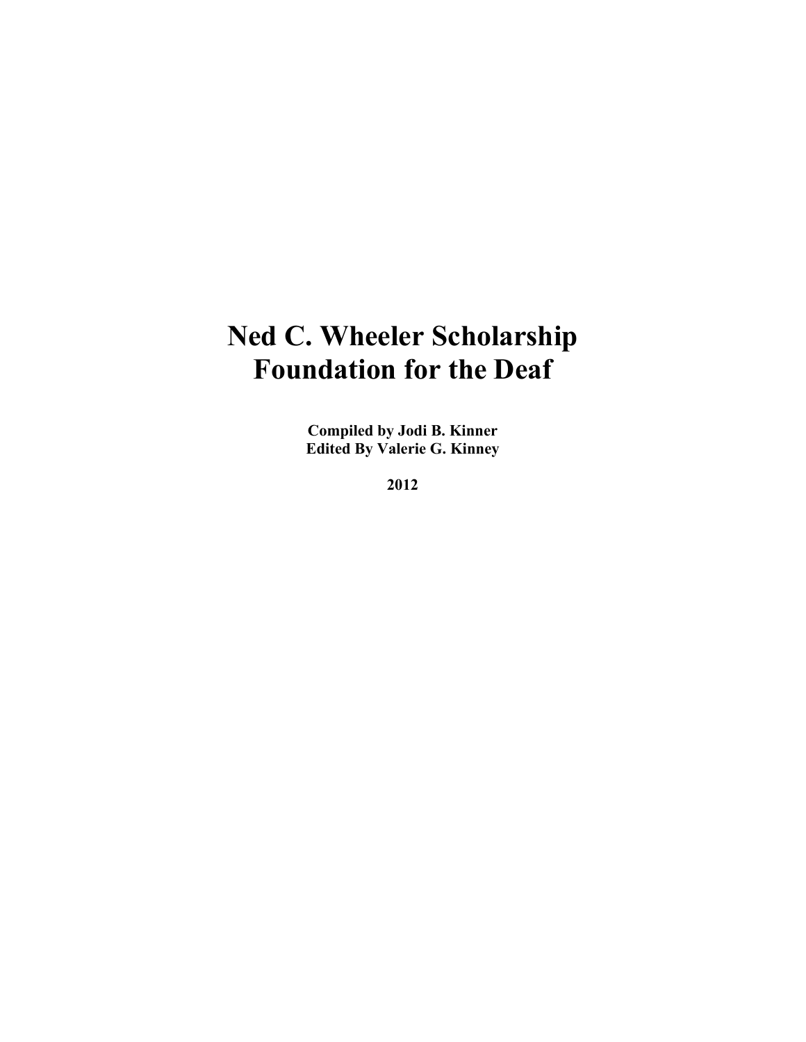# Ned C. Wheeler Scholarship Foundation for the Deaf

**Compiled by Jodi B. Kinner**
**Edited By Valerie G. Kinney**

**2012**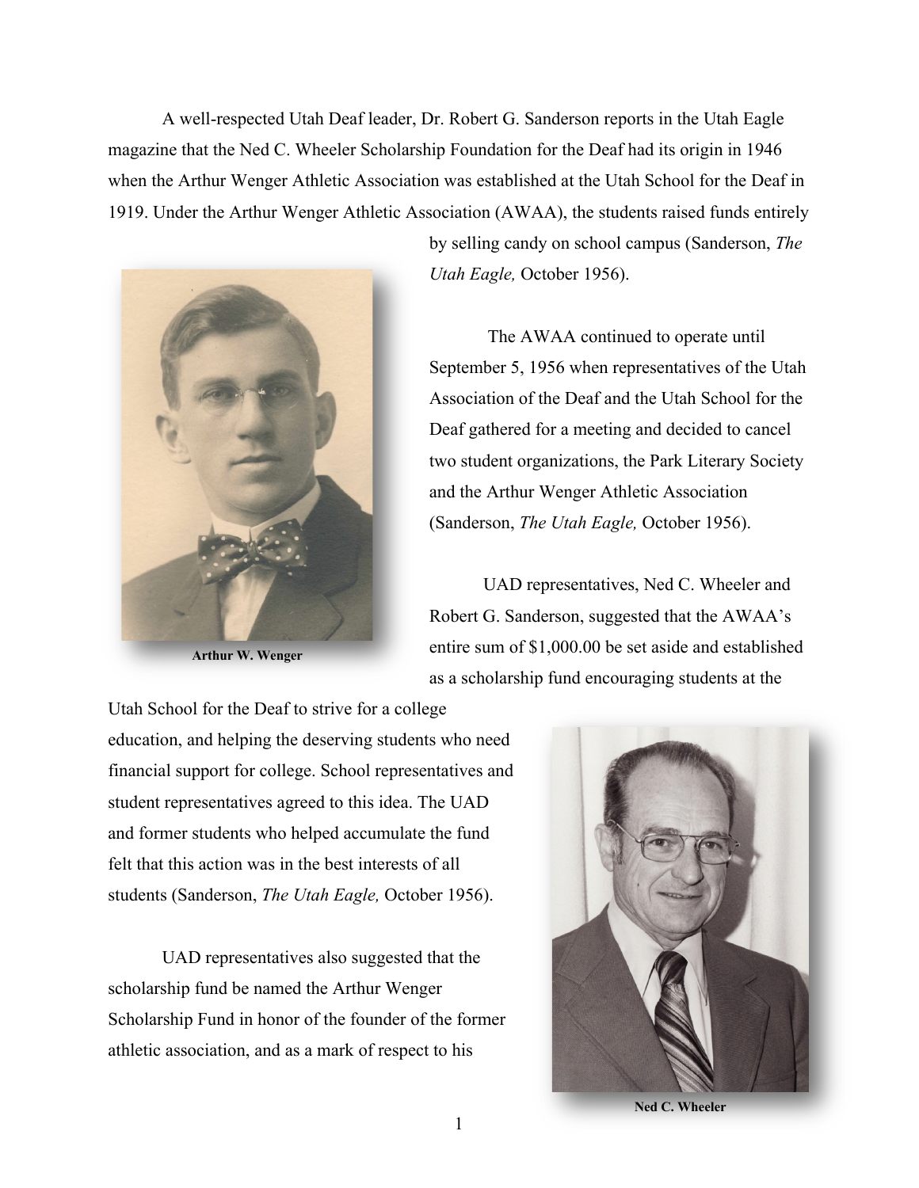A well-respected Utah Deaf leader, Dr. Robert G. Sanderson reports in the Utah Eagle magazine that the Ned C. Wheeler Scholarship Foundation for the Deaf had its origin in 1946 when the Arthur Wenger Athletic Association was established at the Utah School for the Deaf in 1919. Under the Arthur Wenger Athletic Association (AWAA), the students raised funds entirely by selling candy on school campus (Sanderson, *The Utah Eagle,* October 1956).

**Arthur W. Wenger**

The AWAA continued to operate until September 5, 1956 when representatives of the Utah Association of the Deaf and the Utah School for the Deaf gathered for a meeting and decided to cancel two student organizations, the Park Literary Society and the Arthur Wenger Athletic Association (Sanderson, *The Utah Eagle,* October 1956).

UAD representatives, Ned C. Wheeler and Robert G. Sanderson, suggested that the AWAA's entire sum of $1,000.00 be set aside and established as a scholarship fund encouraging students at the Utah School for the Deaf to strive for a college education, and helping the deserving students who need financial support for college. School representatives and student representatives agreed to this idea. The UAD and former students who helped accumulate the fund felt that this action was in the best interests of all students (Sanderson, *The Utah Eagle,* October 1956).

UAD representatives also suggested that the scholarship fund be named the Arthur Wenger Scholarship Fund in honor of the founder of the former athletic association, and as a mark of respect to his

**Ned C. Wheeler**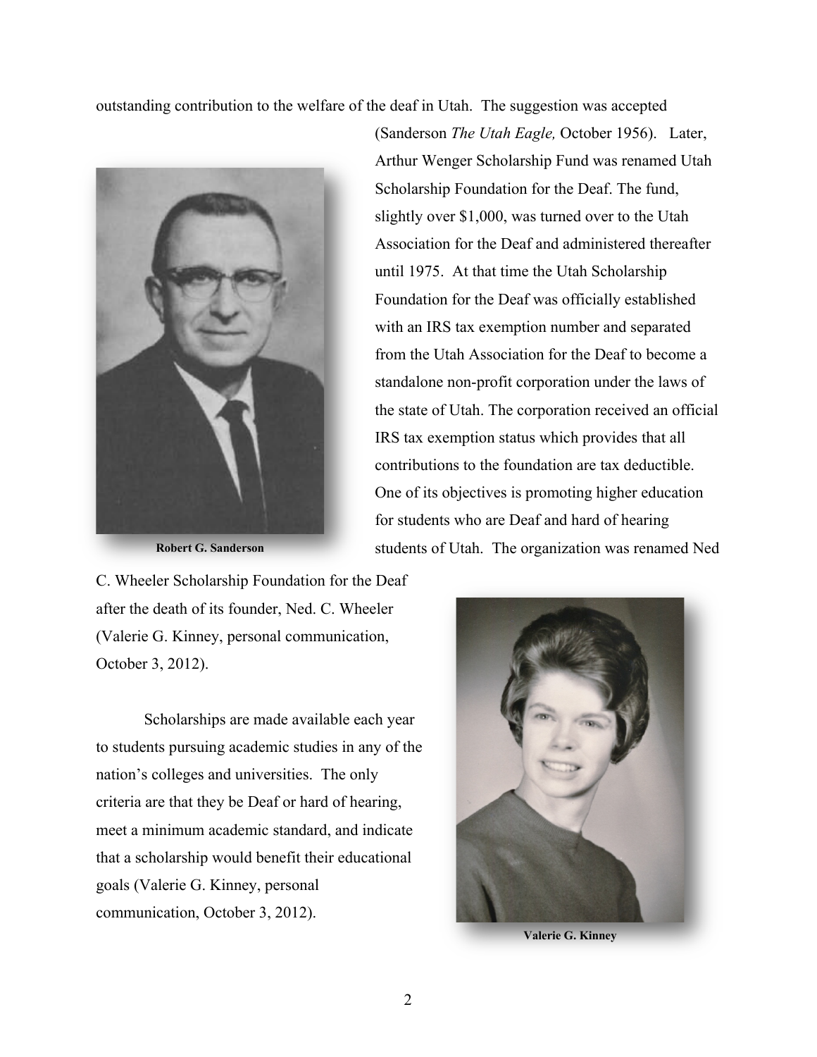outstanding contribution to the welfare of the deaf in Utah. The suggestion was accepted (Sanderson *The Utah Eagle,* October 1956). Later, Arthur Wenger Scholarship Fund was renamed Utah Scholarship Foundation for the Deaf. The fund, slightly over $1,000, was turned over to the Utah Association for the Deaf and administered thereafter until 1975. At that time the Utah Scholarship Foundation for the Deaf was officially established with an IRS tax exemption number and separated from the Utah Association for the Deaf to become a standalone non-profit corporation under the laws of the state of Utah. The corporation received an official IRS tax exemption status which provides that all contributions to the foundation are tax deductible. One of its objectives is promoting higher education for students who are Deaf and hard of hearing students of Utah. The organization was renamed Ned C. Wheeler Scholarship Foundation for the Deaf after the death of its founder, Ned. C. Wheeler (Valerie G. Kinney, personal communication, October 3, 2012).

**Robert G. Sanderson**

Scholarships are made available each year to students pursuing academic studies in any of the nation's colleges and universities. The only criteria are that they be Deaf or hard of hearing, meet a minimum academic standard, and indicate that a scholarship would benefit their educational goals (Valerie G. Kinney, personal communication, October 3, 2012).

**Valerie G. Kinney**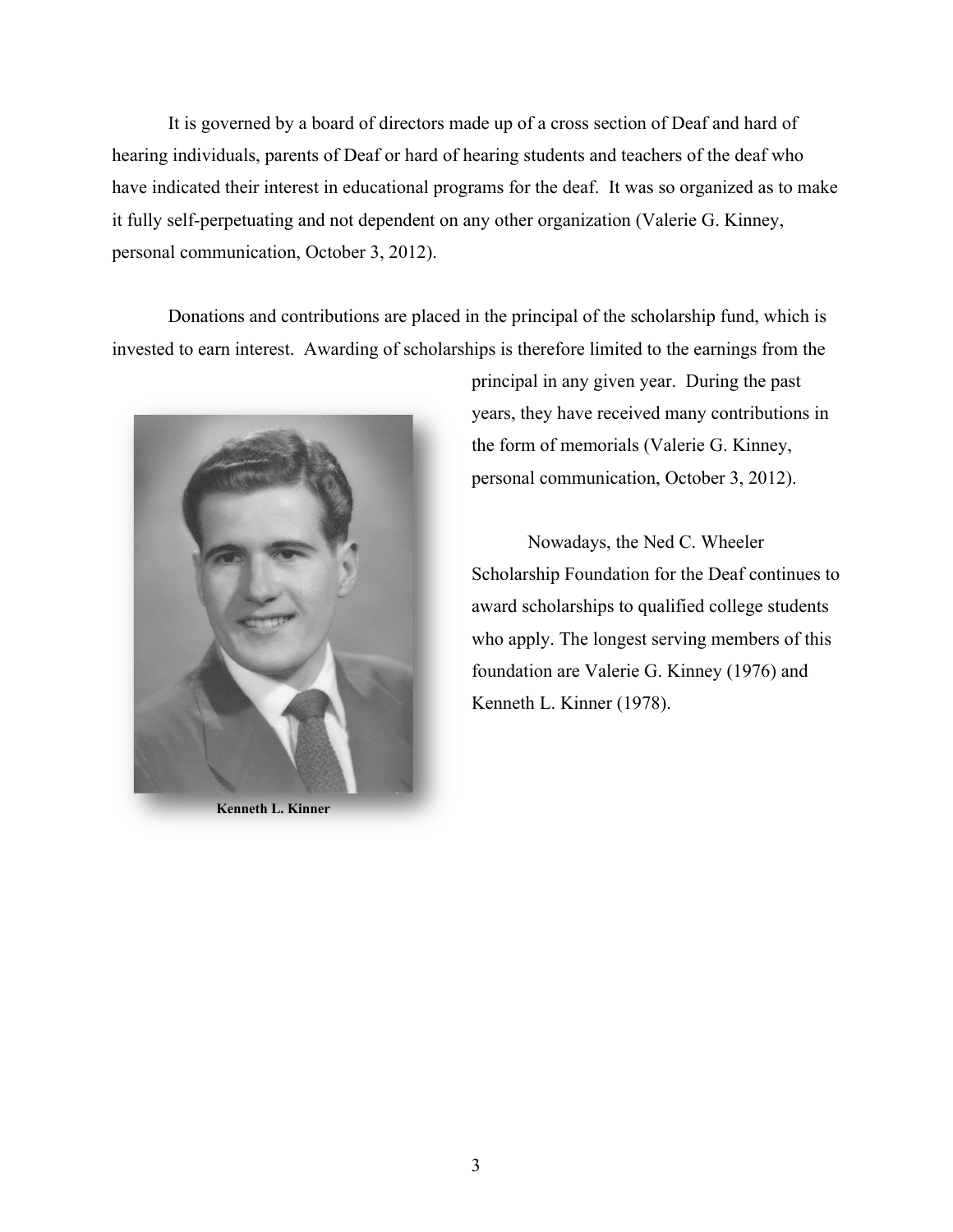It is governed by a board of directors made up of a cross section of Deaf and hard of hearing individuals, parents of Deaf or hard of hearing students and teachers of the deaf who have indicated their interest in educational programs for the deaf. It was so organized as to make it fully self-perpetuating and not dependent on any other organization (Valerie G. Kinney, personal communication, October 3, 2012).

Donations and contributions are placed in the principal of the scholarship fund, which is invested to earn interest. Awarding of scholarships is therefore limited to the earnings from the principal in any given year. During the past years, they have received many contributions in the form of memorials (Valerie G. Kinney, personal communication, October 3, 2012).

**Kenneth L. Kinner**

Nowadays, the Ned C. Wheeler Scholarship Foundation for the Deaf continues to award scholarships to qualified college students who apply. The longest serving members of this foundation are Valerie G. Kinney (1976) and Kenneth L. Kinner (1978).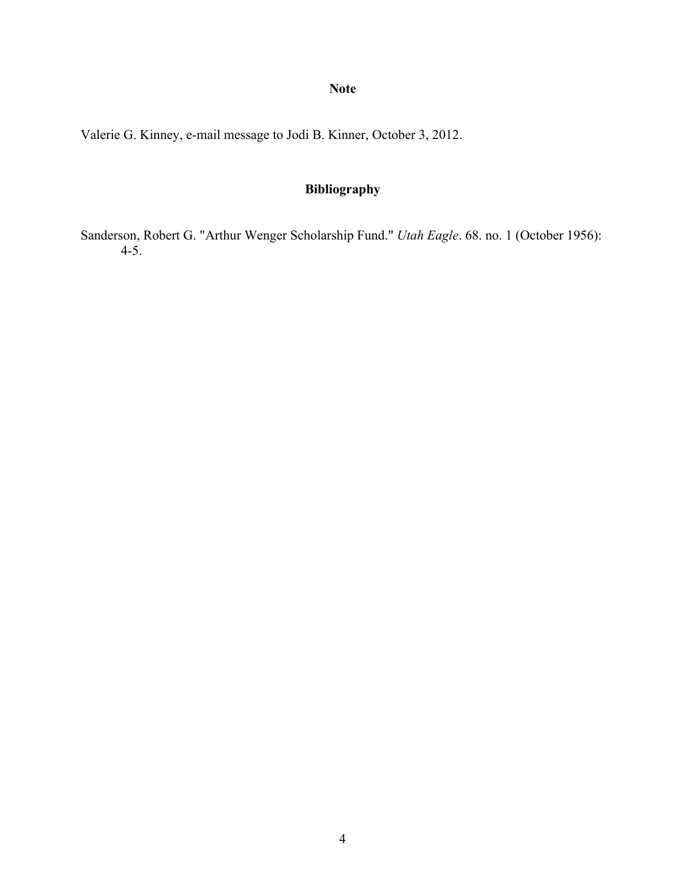## Note

Valerie G. Kinney, e-mail message to Jodi B. Kinner, October 3, 2012.

## Bibliography

Sanderson, Robert G. "Arthur Wenger Scholarship Fund." *Utah Eagle*. 68. no. 1 (October 1956): 4-5.